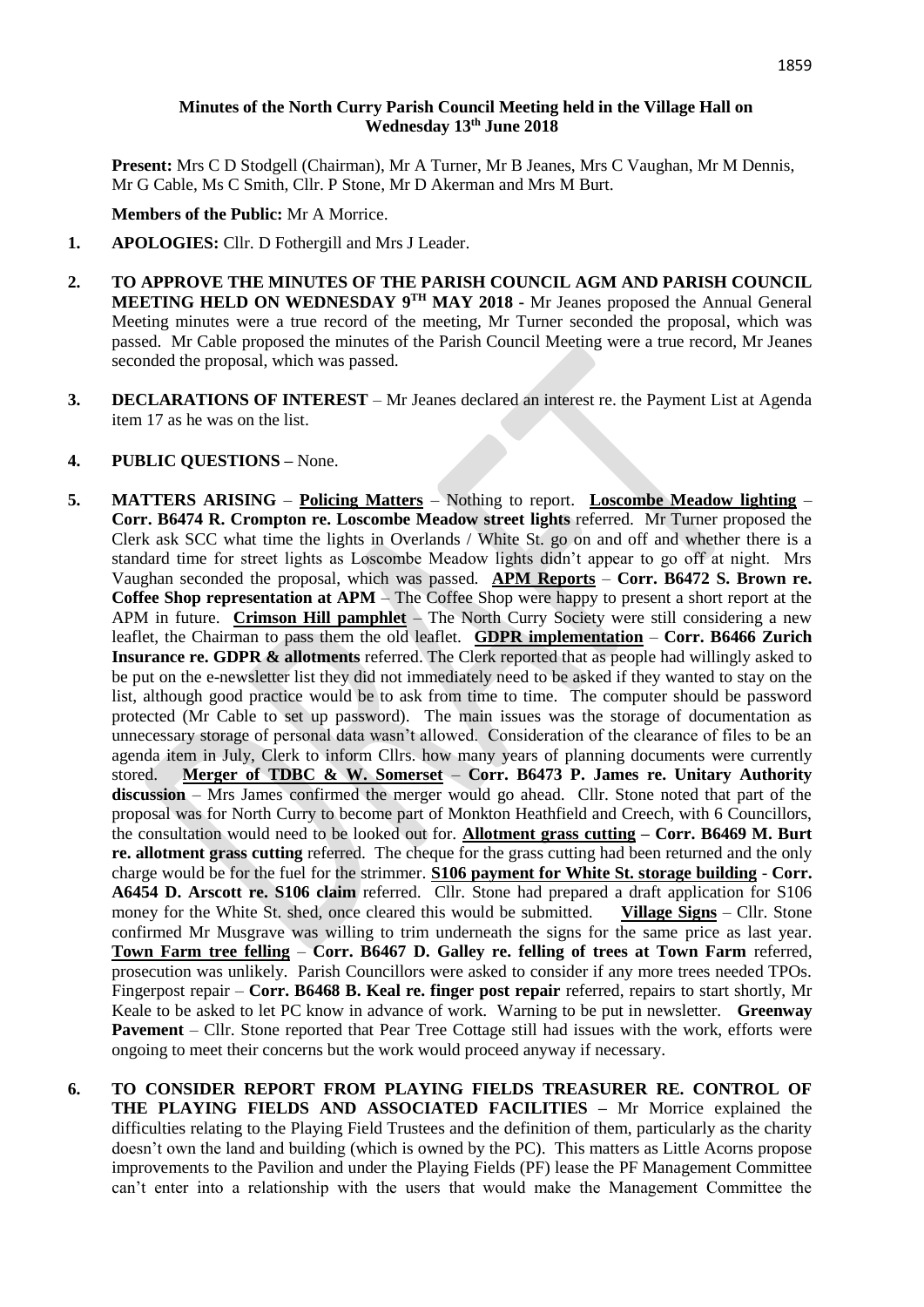**Minutes of the North Curry Parish Council Meeting held in the Village Hall on Wednesday 13th June 2018**

**Present:** Mrs C D Stodgell (Chairman), Mr A Turner, Mr B Jeanes, Mrs C Vaughan, Mr M Dennis, Mr G Cable, Ms C Smith, Cllr. P Stone, Mr D Akerman and Mrs M Burt.

**Members of the Public:** Mr A Morrice.

1. **APOLOGIES:** Cllr. D Fothergill and Mrs J Leader.

2. **TO APPROVE THE MINUTES OF THE PARISH COUNCIL AGM AND PARISH COUNCIL MEETING HELD ON WEDNESDAY 9TH MAY 2018 -** Mr Jeanes proposed the Annual General Meeting minutes were a true record of the meeting, Mr Turner seconded the proposal, which was passed. Mr Cable proposed the minutes of the Parish Council Meeting were a true record, Mr Jeanes seconded the proposal, which was passed.

3. **DECLARATIONS OF INTEREST** – Mr Jeanes declared an interest re. the Payment List at Agenda item 17 as he was on the list.

4. **PUBLIC QUESTIONS –** None.

5. **MATTERS ARISING** – **Policing Matters** – Nothing to report. **Loscombe Meadow lighting** – **Corr. B6474 R. Crompton re. Loscombe Meadow street lights** referred. Mr Turner proposed the Clerk ask SCC what time the lights in Overlands / White St. go on and off and whether there is a standard time for street lights as Loscombe Meadow lights didn't appear to go off at night. Mrs Vaughan seconded the proposal, which was passed. **APM Reports** – **Corr. B6472 S. Brown re. Coffee Shop representation at APM** – The Coffee Shop were happy to present a short report at the APM in future. **Crimson Hill pamphlet** – The North Curry Society were still considering a new leaflet, the Chairman to pass them the old leaflet. **GDPR implementation** – **Corr. B6466 Zurich Insurance re. GDPR & allotments** referred. The Clerk reported that as people had willingly asked to be put on the e-newsletter list they did not immediately need to be asked if they wanted to stay on the list, although good practice would be to ask from time to time. The computer should be password protected (Mr Cable to set up password). The main issues was the storage of documentation as unnecessary storage of personal data wasn't allowed. Consideration of the clearance of files to be an agenda item in July, Clerk to inform Cllrs. how many years of planning documents were currently stored. **Merger of TDBC & W. Somerset** – **Corr. B6473 P. James re. Unitary Authority discussion** – Mrs James confirmed the merger would go ahead. Cllr. Stone noted that part of the proposal was for North Curry to become part of Monkton Heathfield and Creech, with 6 Councillors, the consultation would need to be looked out for. **Allotment grass cutting – Corr. B6469 M. Burt re. allotment grass cutting** referred. The cheque for the grass cutting had been returned and the only charge would be for the fuel for the strimmer. **S106 payment for White St. storage building** - **Corr. A6454 D. Arscott re. S106 claim** referred. Cllr. Stone had prepared a draft application for S106 money for the White St. shed, once cleared this would be submitted. **Village Signs** – Cllr. Stone confirmed Mr Musgrave was willing to trim underneath the signs for the same price as last year. **Town Farm tree felling** – **Corr. B6467 D. Galley re. felling of trees at Town Farm** referred, prosecution was unlikely. Parish Councillors were asked to consider if any more trees needed TPOs. Fingerpost repair – **Corr. B6468 B. Keal re. finger post repair** referred, repairs to start shortly, Mr Keale to be asked to let PC know in advance of work. Warning to be put in newsletter. **Greenway Pavement** – Cllr. Stone reported that Pear Tree Cottage still had issues with the work, efforts were ongoing to meet their concerns but the work would proceed anyway if necessary.

6. **TO CONSIDER REPORT FROM PLAYING FIELDS TREASURER RE. CONTROL OF THE PLAYING FIELDS AND ASSOCIATED FACILITIES –** Mr Morrice explained the difficulties relating to the Playing Field Trustees and the definition of them, particularly as the charity doesn't own the land and building (which is owned by the PC). This matters as Little Acorns propose improvements to the Pavilion and under the Playing Fields (PF) lease the PF Management Committee can't enter into a relationship with the users that would make the Management Committee the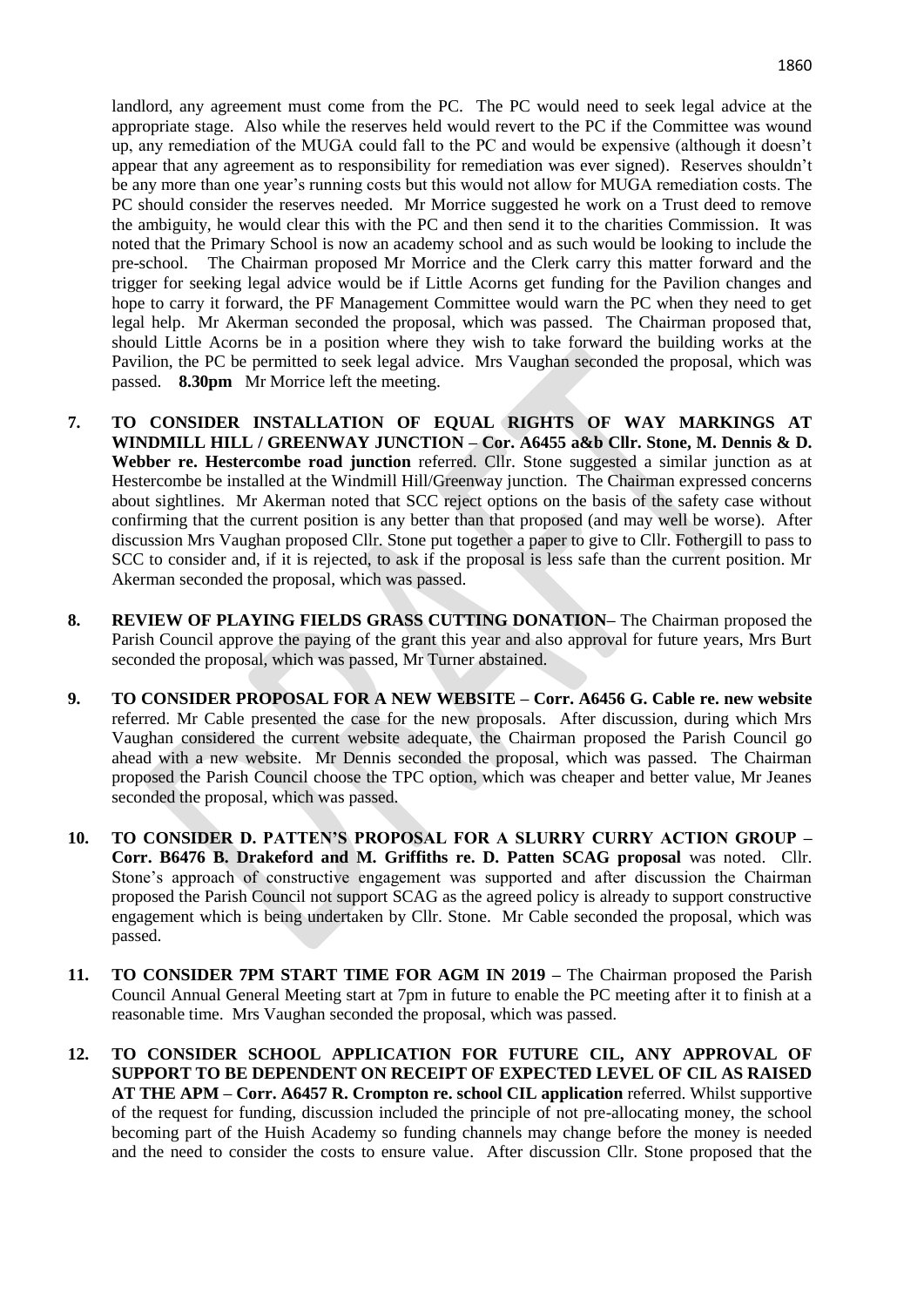landlord, any agreement must come from the PC. The PC would need to seek legal advice at the appropriate stage. Also while the reserves held would revert to the PC if the Committee was wound up, any remediation of the MUGA could fall to the PC and would be expensive (although it doesn't appear that any agreement as to responsibility for remediation was ever signed). Reserves shouldn't be any more than one year's running costs but this would not allow for MUGA remediation costs. The PC should consider the reserves needed. Mr Morrice suggested he work on a Trust deed to remove the ambiguity, he would clear this with the PC and then send it to the charities Commission. It was noted that the Primary School is now an academy school and as such would be looking to include the pre-school. The Chairman proposed Mr Morrice and the Clerk carry this matter forward and the trigger for seeking legal advice would be if Little Acorns get funding for the Pavilion changes and hope to carry it forward, the PF Management Committee would warn the PC when they need to get legal help. Mr Akerman seconded the proposal, which was passed. The Chairman proposed that, should Little Acorns be in a position where they wish to take forward the building works at the Pavilion, the PC be permitted to seek legal advice. Mrs Vaughan seconded the proposal, which was passed. **8.30pm** Mr Morrice left the meeting.

7. **TO CONSIDER INSTALLATION OF EQUAL RIGHTS OF WAY MARKINGS AT WINDMILL HILL / GREENWAY JUNCTION – Cor. A6455 a&b Cllr. Stone, M. Dennis & D. Webber re. Hestercombe road junction** referred. Cllr. Stone suggested a similar junction as at Hestercombe be installed at the Windmill Hill/Greenway junction. The Chairman expressed concerns about sightlines. Mr Akerman noted that SCC reject options on the basis of the safety case without confirming that the current position is any better than that proposed (and may well be worse). After discussion Mrs Vaughan proposed Cllr. Stone put together a paper to give to Cllr. Fothergill to pass to SCC to consider and, if it is rejected, to ask if the proposal is less safe than the current position. Mr Akerman seconded the proposal, which was passed.

8. **REVIEW OF PLAYING FIELDS GRASS CUTTING DONATION–** The Chairman proposed the Parish Council approve the paying of the grant this year and also approval for future years, Mrs Burt seconded the proposal, which was passed, Mr Turner abstained.

9. **TO CONSIDER PROPOSAL FOR A NEW WEBSITE – Corr. A6456 G. Cable re. new website** referred. Mr Cable presented the case for the new proposals. After discussion, during which Mrs Vaughan considered the current website adequate, the Chairman proposed the Parish Council go ahead with a new website. Mr Dennis seconded the proposal, which was passed. The Chairman proposed the Parish Council choose the TPC option, which was cheaper and better value, Mr Jeanes seconded the proposal, which was passed.

10. **TO CONSIDER D. PATTEN'S PROPOSAL FOR A SLURRY CURRY ACTION GROUP – Corr. B6476 B. Drakeford and M. Griffiths re. D. Patten SCAG proposal** was noted. Cllr. Stone's approach of constructive engagement was supported and after discussion the Chairman proposed the Parish Council not support SCAG as the agreed policy is already to support constructive engagement which is being undertaken by Cllr. Stone. Mr Cable seconded the proposal, which was passed.

11. **TO CONSIDER 7PM START TIME FOR AGM IN 2019 –** The Chairman proposed the Parish Council Annual General Meeting start at 7pm in future to enable the PC meeting after it to finish at a reasonable time. Mrs Vaughan seconded the proposal, which was passed.

12. **TO CONSIDER SCHOOL APPLICATION FOR FUTURE CIL, ANY APPROVAL OF SUPPORT TO BE DEPENDENT ON RECEIPT OF EXPECTED LEVEL OF CIL AS RAISED AT THE APM – Corr. A6457 R. Crompton re. school CIL application** referred. Whilst supportive of the request for funding, discussion included the principle of not pre-allocating money, the school becoming part of the Huish Academy so funding channels may change before the money is needed and the need to consider the costs to ensure value. After discussion Cllr. Stone proposed that the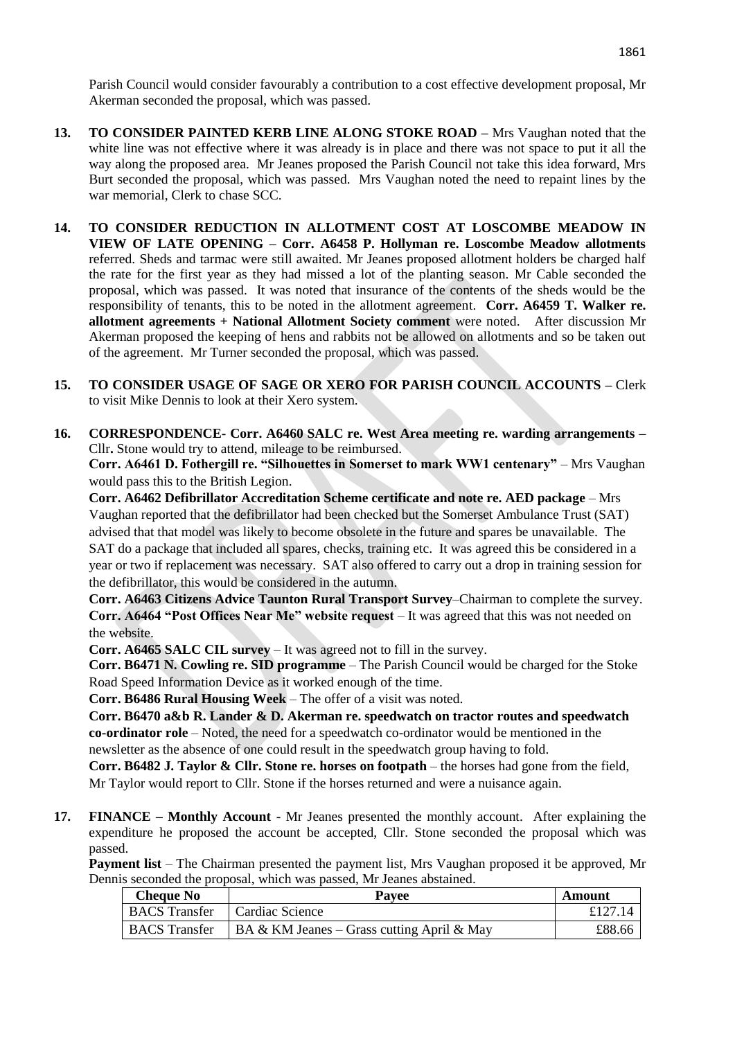Parish Council would consider favourably a contribution to a cost effective development proposal, Mr Akerman seconded the proposal, which was passed.

**13. TO CONSIDER PAINTED KERB LINE ALONG STOKE ROAD –** Mrs Vaughan noted that the white line was not effective where it was already is in place and there was not space to put it all the way along the proposed area. Mr Jeanes proposed the Parish Council not take this idea forward, Mrs Burt seconded the proposal, which was passed. Mrs Vaughan noted the need to repaint lines by the war memorial, Clerk to chase SCC.

**14. TO CONSIDER REDUCTION IN ALLOTMENT COST AT LOSCOMBE MEADOW IN VIEW OF LATE OPENING – Corr. A6458 P. Hollyman re. Loscombe Meadow allotments** referred. Sheds and tarmac were still awaited. Mr Jeanes proposed allotment holders be charged half the rate for the first year as they had missed a lot of the planting season. Mr Cable seconded the proposal, which was passed. It was noted that insurance of the contents of the sheds would be the responsibility of tenants, this to be noted in the allotment agreement. **Corr. A6459 T. Walker re. allotment agreements + National Allotment Society comment** were noted. After discussion Mr Akerman proposed the keeping of hens and rabbits not be allowed on allotments and so be taken out of the agreement. Mr Turner seconded the proposal, which was passed.

**15. TO CONSIDER USAGE OF SAGE OR XERO FOR PARISH COUNCIL ACCOUNTS –** Clerk to visit Mike Dennis to look at their Xero system.

**16. CORRESPONDENCE- Corr. A6460 SALC re. West Area meeting re. warding arrangements –** Cllr**.** Stone would try to attend, mileage to be reimbursed.

**Corr. A6461 D. Fothergill re. "Silhouettes in Somerset to mark WW1 centenary"** – Mrs Vaughan would pass this to the British Legion.

**Corr. A6462 Defibrillator Accreditation Scheme certificate and note re. AED package** – Mrs Vaughan reported that the defibrillator had been checked but the Somerset Ambulance Trust (SAT) advised that that model was likely to become obsolete in the future and spares be unavailable. The SAT do a package that included all spares, checks, training etc. It was agreed this be considered in a year or two if replacement was necessary. SAT also offered to carry out a drop in training session for the defibrillator, this would be considered in the autumn.

**Corr. A6463 Citizens Advice Taunton Rural Transport Survey**–Chairman to complete the survey.

**Corr. A6464 "Post Offices Near Me" website request** – It was agreed that this was not needed on the website.

**Corr. A6465 SALC CIL survey** – It was agreed not to fill in the survey.

**Corr. B6471 N. Cowling re. SID programme** – The Parish Council would be charged for the Stoke Road Speed Information Device as it worked enough of the time.

**Corr. B6486 Rural Housing Week** – The offer of a visit was noted.

**Corr. B6470 a&b R. Lander & D. Akerman re. speedwatch on tractor routes and speedwatch co-ordinator role** – Noted, the need for a speedwatch co-ordinator would be mentioned in the newsletter as the absence of one could result in the speedwatch group having to fold.

**Corr. B6482 J. Taylor & Cllr. Stone re. horses on footpath** – the horses had gone from the field, Mr Taylor would report to Cllr. Stone if the horses returned and were a nuisance again.

**17. FINANCE – Monthly Account** - Mr Jeanes presented the monthly account. After explaining the expenditure he proposed the account be accepted, Cllr. Stone seconded the proposal which was passed.

**Payment list** – The Chairman presented the payment list, Mrs Vaughan proposed it be approved, Mr Dennis seconded the proposal, which was passed, Mr Jeanes abstained.

| Cheque No | Payee | Amount |
|---|---|---|
| BACS Transfer | Cardiac Science | £127.14 |
| BACS Transfer | BA & KM Jeanes – Grass cutting April & May | £88.66 |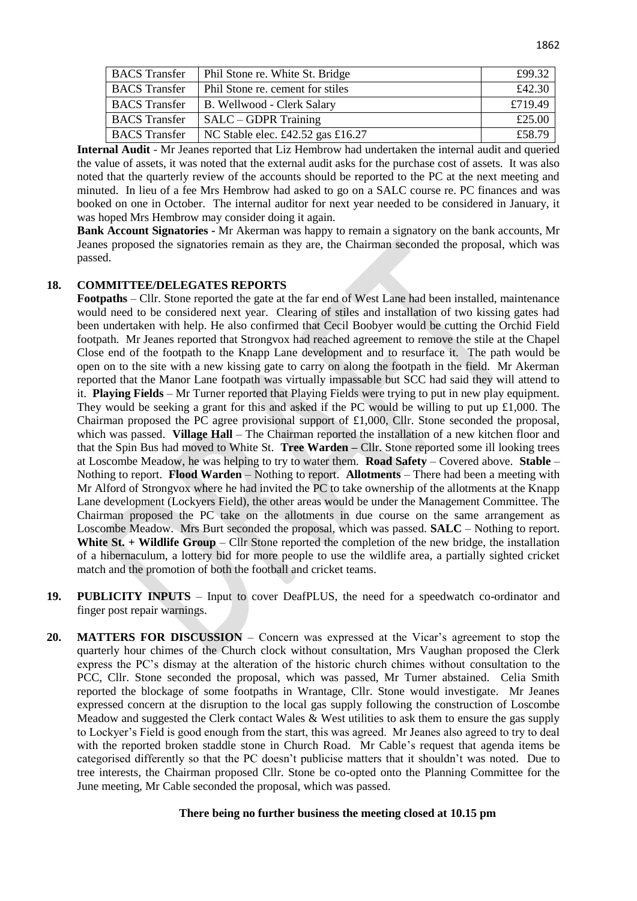| | | |
|---|---|---|
| BACS Transfer | Phil Stone re. White St. Bridge | £99.32 |
| BACS Transfer | Phil Stone re. cement for stiles | £42.30 |
| BACS Transfer | B. Wellwood - Clerk Salary | £719.49 |
| BACS Transfer | SALC – GDPR Training | £25.00 |
| BACS Transfer | NC Stable elec. £42.52 gas £16.27 | £58.79 |

**Internal Audit** - Mr Jeanes reported that Liz Hembrow had undertaken the internal audit and queried the value of assets, it was noted that the external audit asks for the purchase cost of assets. It was also noted that the quarterly review of the accounts should be reported to the PC at the next meeting and minuted. In lieu of a fee Mrs Hembrow had asked to go on a SALC course re. PC finances and was booked on one in October. The internal auditor for next year needed to be considered in January, it was hoped Mrs Hembrow may consider doing it again.

**Bank Account Signatories -** Mr Akerman was happy to remain a signatory on the bank accounts, Mr Jeanes proposed the signatories remain as they are, the Chairman seconded the proposal, which was passed.

**18. COMMITTEE/DELEGATES REPORTS**

**Footpaths** – Cllr. Stone reported the gate at the far end of West Lane had been installed, maintenance would need to be considered next year. Clearing of stiles and installation of two kissing gates had been undertaken with help. He also confirmed that Cecil Boobyer would be cutting the Orchid Field footpath. Mr Jeanes reported that Strongvox had reached agreement to remove the stile at the Chapel Close end of the footpath to the Knapp Lane development and to resurface it. The path would be open on to the site with a new kissing gate to carry on along the footpath in the field. Mr Akerman reported that the Manor Lane footpath was virtually impassable but SCC had said they will attend to it. **Playing Fields** – Mr Turner reported that Playing Fields were trying to put in new play equipment. They would be seeking a grant for this and asked if the PC would be willing to put up £1,000. The Chairman proposed the PC agree provisional support of £1,000, Cllr. Stone seconded the proposal, which was passed. **Village Hall** – The Chairman reported the installation of a new kitchen floor and that the Spin Bus had moved to White St. **Tree Warden –** Cllr. Stone reported some ill looking trees at Loscombe Meadow, he was helping to try to water them. **Road Safety** – Covered above. **Stable** – Nothing to report. **Flood Warden** – Nothing to report. **Allotments** – There had been a meeting with Mr Alford of Strongvox where he had invited the PC to take ownership of the allotments at the Knapp Lane development (Lockyers Field), the other areas would be under the Management Committee. The Chairman proposed the PC take on the allotments in due course on the same arrangement as Loscombe Meadow. Mrs Burt seconded the proposal, which was passed. **SALC** – Nothing to report. **White St. + Wildlife Group** – Cllr Stone reported the completion of the new bridge, the installation of a hibernaculum, a lottery bid for more people to use the wildlife area, a partially sighted cricket match and the promotion of both the football and cricket teams.

**19. PUBLICITY INPUTS** – Input to cover DeafPLUS, the need for a speedwatch co-ordinator and finger post repair warnings.

**20. MATTERS FOR DISCUSSION** – Concern was expressed at the Vicar's agreement to stop the quarterly hour chimes of the Church clock without consultation, Mrs Vaughan proposed the Clerk express the PC's dismay at the alteration of the historic church chimes without consultation to the PCC, Cllr. Stone seconded the proposal, which was passed, Mr Turner abstained. Celia Smith reported the blockage of some footpaths in Wrantage, Cllr. Stone would investigate. Mr Jeanes expressed concern at the disruption to the local gas supply following the construction of Loscombe Meadow and suggested the Clerk contact Wales & West utilities to ask them to ensure the gas supply to Lockyer's Field is good enough from the start, this was agreed. Mr Jeanes also agreed to try to deal with the reported broken staddle stone in Church Road. Mr Cable's request that agenda items be categorised differently so that the PC doesn't publicise matters that it shouldn't was noted. Due to tree interests, the Chairman proposed Cllr. Stone be co-opted onto the Planning Committee for the June meeting, Mr Cable seconded the proposal, which was passed.

**There being no further business the meeting closed at 10.15 pm**